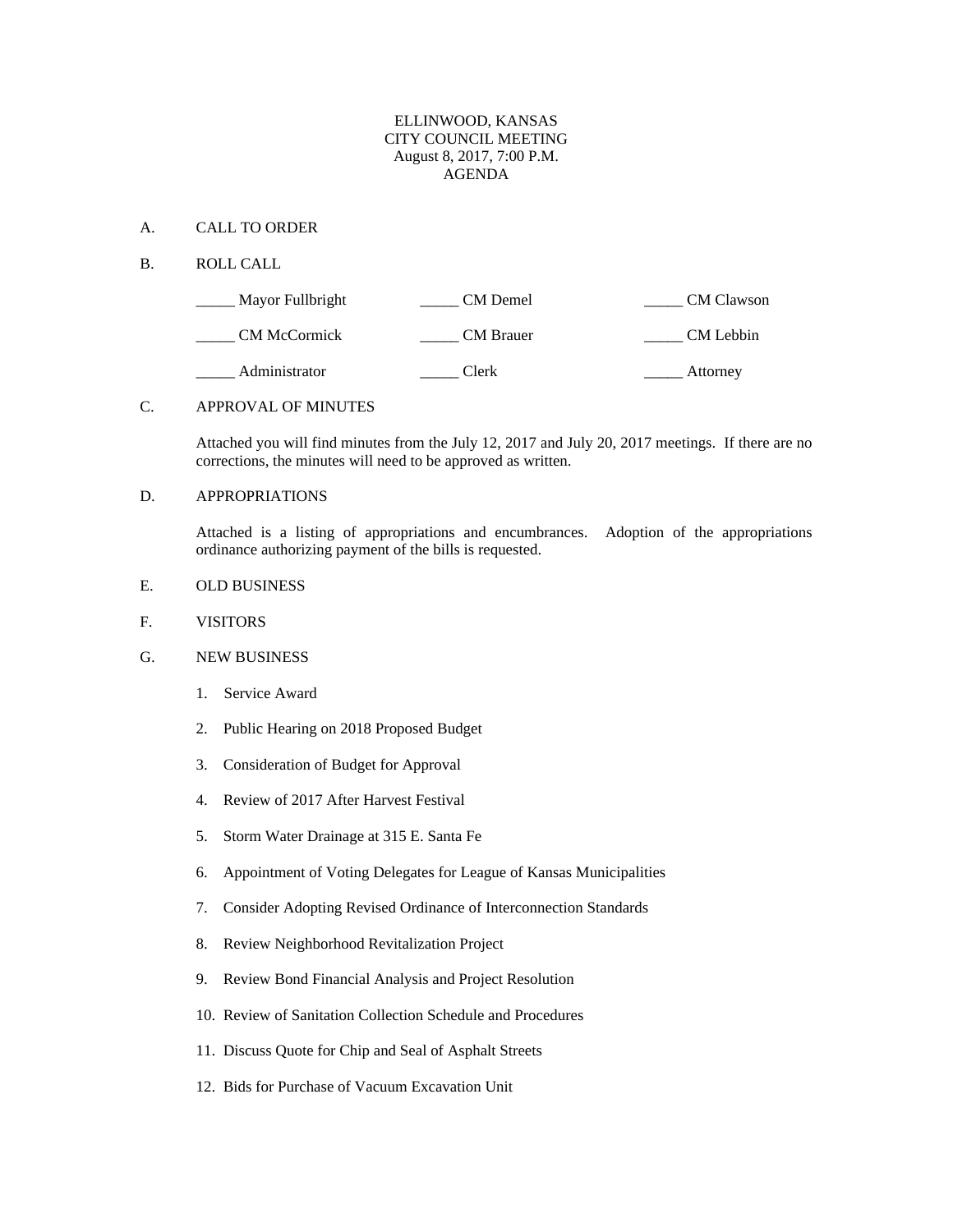# ELLINWOOD, KANSAS
## CITY COUNCIL MEETING
### August 8, 2017, 7:00 P.M.
### AGENDA

A. CALL TO ORDER

B. ROLL CALL

| | | |
|---|---|---|
| _____ Mayor Fullbright | _____ CM Demel | _____ CM Clawson |
| _____ CM McCormick | _____ CM Brauer | _____ CM Lebbin |
| _____ Administrator | _____ Clerk | _____ Attorney |

C. APPROVAL OF MINUTES

Attached you will find minutes from the July 12, 2017 and July 20, 2017 meetings. If there are no corrections, the minutes will need to be approved as written.

D. APPROPRIATIONS

Attached is a listing of appropriations and encumbrances. Adoption of the appropriations ordinance authorizing payment of the bills is requested.

E. OLD BUSINESS

F. VISITORS

G. NEW BUSINESS

1. Service Award
2. Public Hearing on 2018 Proposed Budget
3. Consideration of Budget for Approval
4. Review of 2017 After Harvest Festival
5. Storm Water Drainage at 315 E. Santa Fe
6. Appointment of Voting Delegates for League of Kansas Municipalities
7. Consider Adopting Revised Ordinance of Interconnection Standards
8. Review Neighborhood Revitalization Project
9. Review Bond Financial Analysis and Project Resolution
10. Review of Sanitation Collection Schedule and Procedures
11. Discuss Quote for Chip and Seal of Asphalt Streets
12. Bids for Purchase of Vacuum Excavation Unit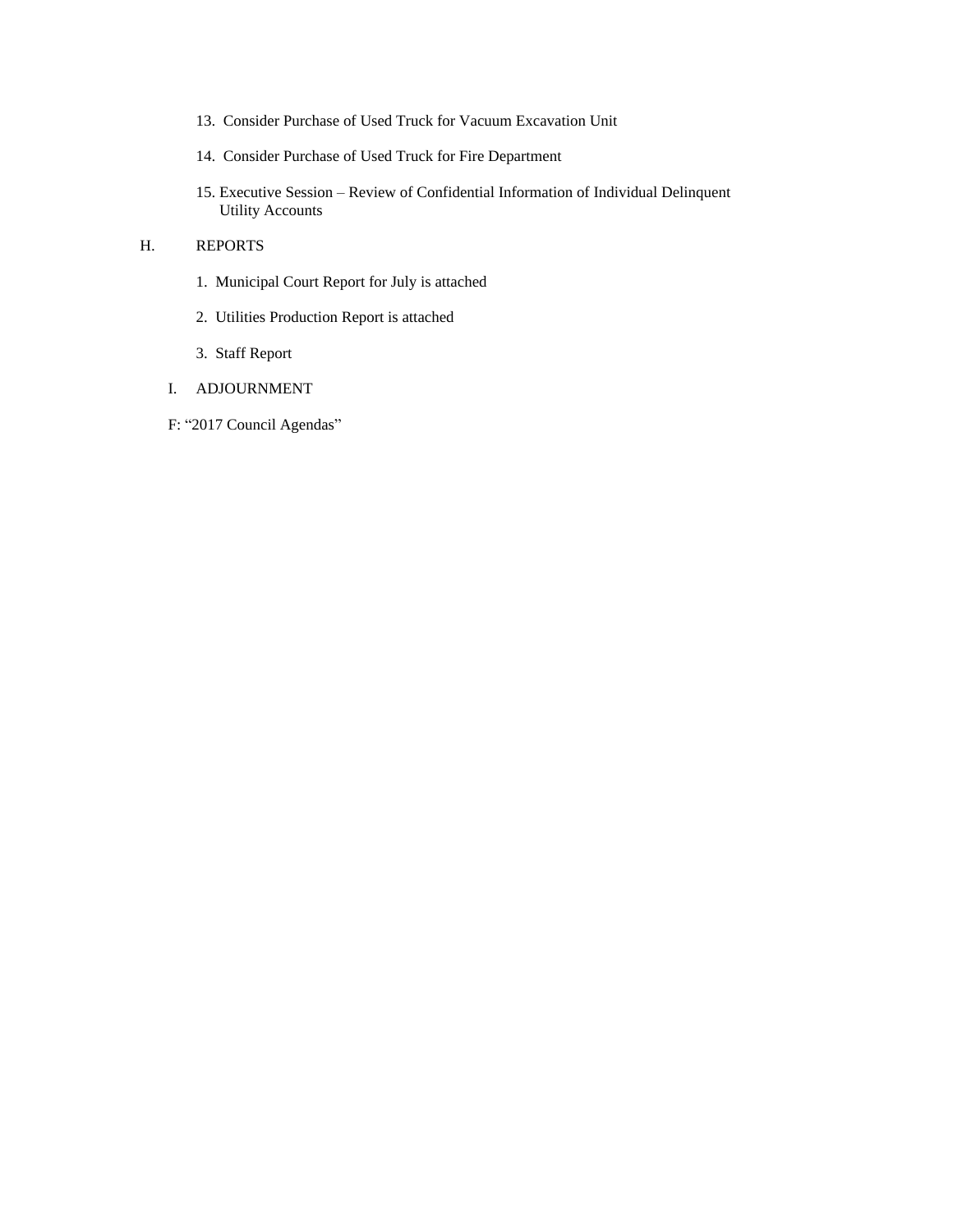13. Consider Purchase of Used Truck for Vacuum Excavation Unit

14. Consider Purchase of Used Truck for Fire Department

15. Executive Session – Review of Confidential Information of Individual Delinquent Utility Accounts

H. REPORTS

1. Municipal Court Report for July is attached

2. Utilities Production Report is attached

3. Staff Report

I. ADJOURNMENT

F: "2017 Council Agendas"